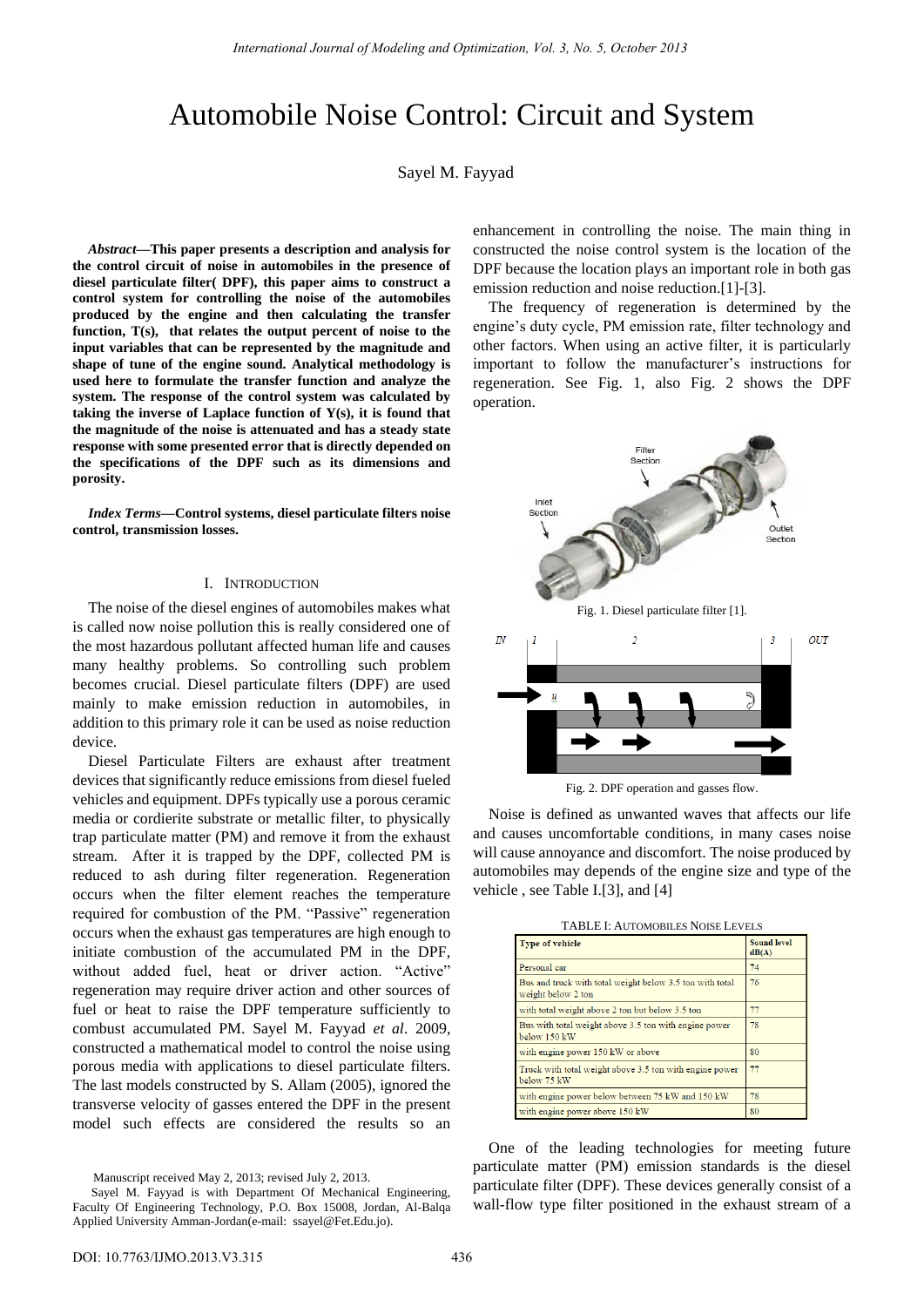# Automobile Noise Control: Circuit and System

Sayel M. Fayyad

***Abstract*—This paper presents a description and analysis for the control circuit of noise in automobiles in the presence of diesel particulate filter( DPF), this paper aims to construct a control system for controlling the noise of the automobiles produced by the engine and then calculating the transfer function, T(s), that relates the output percent of noise to the input variables that can be represented by the magnitude and shape of tune of the engine sound. Analytical methodology is used here to formulate the transfer function and analyze the system. The response of the control system was calculated by taking the inverse of Laplace function of Y(s), it is found that the magnitude of the noise is attenuated and has a steady state response with some presented error that is directly depended on the specifications of the DPF such as its dimensions and porosity.**

***Index Terms*—Control systems, diesel particulate filters noise control, transmission losses.**

## I. Introduction

The noise of the diesel engines of automobiles makes what is called now noise pollution this is really considered one of the most hazardous pollutant affected human life and causes many healthy problems. So controlling such problem becomes crucial. Diesel particulate filters (DPF) are used mainly to make emission reduction in automobiles, in addition to this primary role it can be used as noise reduction device.

Diesel Particulate Filters are exhaust after treatment devices that significantly reduce emissions from diesel fueled vehicles and equipment. DPFs typically use a porous ceramic media or cordierite substrate or metallic filter, to physically trap particulate matter (PM) and remove it from the exhaust stream. After it is trapped by the DPF, collected PM is reduced to ash during filter regeneration. Regeneration occurs when the filter element reaches the temperature required for combustion of the PM. "Passive" regeneration occurs when the exhaust gas temperatures are high enough to initiate combustion of the accumulated PM in the DPF, without added fuel, heat or driver action. "Active" regeneration may require driver action and other sources of fuel or heat to raise the DPF temperature sufficiently to combust accumulated PM. Sayel M. Fayyad *et al*. 2009, constructed a mathematical model to control the noise using porous media with applications to diesel particulate filters. The last models constructed by S. Allam (2005), ignored the transverse velocity of gasses entered the DPF in the present model such effects are considered the results so an enhancement in controlling the noise. The main thing in constructed the noise control system is the location of the DPF because the location plays an important role in both gas emission reduction and noise reduction.[1]-[3].

The frequency of regeneration is determined by the engine's duty cycle, PM emission rate, filter technology and other factors. When using an active filter, it is particularly important to follow the manufacturer's instructions for regeneration. See Fig. 1, also Fig. 2 shows the DPF operation.

Fig. 1. Diesel particulate filter [1].

Fig. 2. DPF operation and gasses flow.

Noise is defined as unwanted waves that affects our life and causes uncomfortable conditions, in many cases noise will cause annoyance and discomfort. The noise produced by automobiles may depends of the engine size and type of the vehicle , see Table I.[3], and [4]

TABLE I: Automobiles Noise Levels

| Type of vehicle | Sound level dB(A) |
|---|---|
| Personal car | 74 |
| Bus and truck with total weight below 3.5 ton with total weight below 2 ton | 76 |
| with total weight above 2 ton but below 3.5 ton | 77 |
| Bus with total weight above 3.5 ton with engine power below 150 kW | 78 |
| with engine power 150 kW or above | 80 |
| Truck with total weight above 3.5 ton with engine power below 75 kW | 77 |
| with engine power below between 75 kW and 150 kW | 78 |
| with engine power above 150 kW | 80 |

One of the leading technologies for meeting future particulate matter (PM) emission standards is the diesel particulate filter (DPF). These devices generally consist of a wall-flow type filter positioned in the exhaust stream of a

Manuscript received May 2, 2013; revised July 2, 2013.

Sayel M. Fayyad is with Department Of Mechanical Engineering, Faculty Of Engineering Technology, P.O. Box 15008, Jordan, Al-Balqa Applied University Amman-Jordan(e-mail: ssayel@Fet.Edu.jo).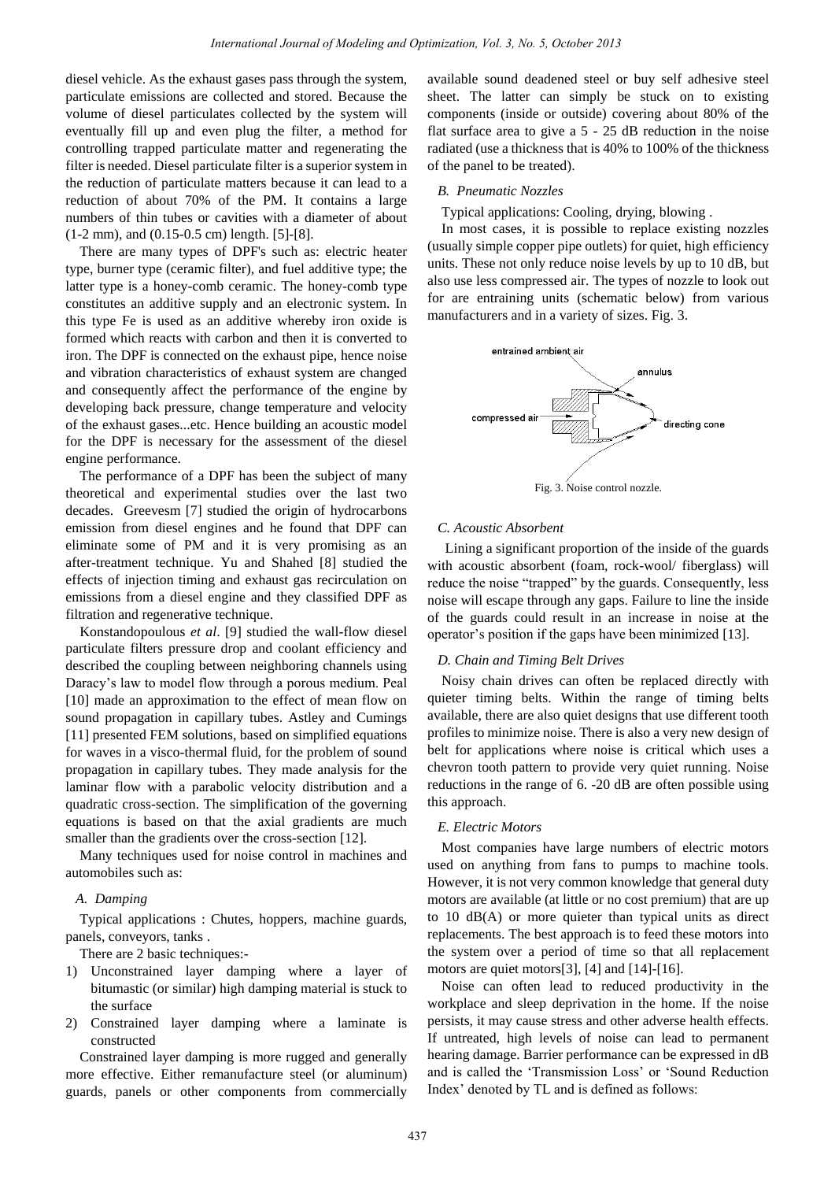diesel vehicle. As the exhaust gases pass through the system, particulate emissions are collected and stored. Because the volume of diesel particulates collected by the system will eventually fill up and even plug the filter, a method for controlling trapped particulate matter and regenerating the filter is needed. Diesel particulate filter is a superior system in the reduction of particulate matters because it can lead to a reduction of about 70% of the PM. It contains a large numbers of thin tubes or cavities with a diameter of about (1-2 mm), and (0.15-0.5 cm) length. [5]-[8].

There are many types of DPF's such as: electric heater type, burner type (ceramic filter), and fuel additive type; the latter type is a honey-comb ceramic. The honey-comb type constitutes an additive supply and an electronic system. In this type Fe is used as an additive whereby iron oxide is formed which reacts with carbon and then it is converted to iron. The DPF is connected on the exhaust pipe, hence noise and vibration characteristics of exhaust system are changed and consequently affect the performance of the engine by developing back pressure, change temperature and velocity of the exhaust gases...etc. Hence building an acoustic model for the DPF is necessary for the assessment of the diesel engine performance.

The performance of a DPF has been the subject of many theoretical and experimental studies over the last two decades. Greevesm [7] studied the origin of hydrocarbons emission from diesel engines and he found that DPF can eliminate some of PM and it is very promising as an after-treatment technique. Yu and Shahed [8] studied the effects of injection timing and exhaust gas recirculation on emissions from a diesel engine and they classified DPF as filtration and regenerative technique.

Konstandopoulous *et al*. [9] studied the wall-flow diesel particulate filters pressure drop and coolant efficiency and described the coupling between neighboring channels using Daracy's law to model flow through a porous medium. Peal [10] made an approximation to the effect of mean flow on sound propagation in capillary tubes. Astley and Cumings [11] presented FEM solutions, based on simplified equations for waves in a visco-thermal fluid, for the problem of sound propagation in capillary tubes. They made analysis for the laminar flow with a parabolic velocity distribution and a quadratic cross-section. The simplification of the governing equations is based on that the axial gradients are much smaller than the gradients over the cross-section [12].

Many techniques used for noise control in machines and automobiles such as:

### *A. Damping*

Typical applications : Chutes, hoppers, machine guards, panels, conveyors, tanks .

There are 2 basic techniques:-

1) Unconstrained layer damping where a layer of bitumastic (or similar) high damping material is stuck to the surface
2) Constrained layer damping where a laminate is constructed

Constrained layer damping is more rugged and generally more effective. Either remanufacture steel (or aluminum) guards, panels or other components from commercially available sound deadened steel or buy self adhesive steel sheet. The latter can simply be stuck on to existing components (inside or outside) covering about 80% of the flat surface area to give a 5 - 25 dB reduction in the noise radiated (use a thickness that is 40% to 100% of the thickness of the panel to be treated).

### *B. Pneumatic Nozzles*

Typical applications: Cooling, drying, blowing .

In most cases, it is possible to replace existing nozzles (usually simple copper pipe outlets) for quiet, high efficiency units. These not only reduce noise levels by up to 10 dB, but also use less compressed air. The types of nozzle to look out for are entraining units (schematic below) from various manufacturers and in a variety of sizes. Fig. 3.

Fig. 3. Noise control nozzle.

### *C. Acoustic Absorbent*

Lining a significant proportion of the inside of the guards with acoustic absorbent (foam, rock-wool/ fiberglass) will reduce the noise "trapped" by the guards. Consequently, less noise will escape through any gaps. Failure to line the inside of the guards could result in an increase in noise at the operator's position if the gaps have been minimized [13].

### *D. Chain and Timing Belt Drives*

Noisy chain drives can often be replaced directly with quieter timing belts. Within the range of timing belts available, there are also quiet designs that use different tooth profiles to minimize noise. There is also a very new design of belt for applications where noise is critical which uses a chevron tooth pattern to provide very quiet running. Noise reductions in the range of 6. -20 dB are often possible using this approach.

### *E. Electric Motors*

Most companies have large numbers of electric motors used on anything from fans to pumps to machine tools. However, it is not very common knowledge that general duty motors are available (at little or no cost premium) that are up to 10 dB(A) or more quieter than typical units as direct replacements. The best approach is to feed these motors into the system over a period of time so that all replacement motors are quiet motors[3], [4] and [14]-[16].

Noise can often lead to reduced productivity in the workplace and sleep deprivation in the home. If the noise persists, it may cause stress and other adverse health effects. If untreated, high levels of noise can lead to permanent hearing damage. Barrier performance can be expressed in dB and is called the 'Transmission Loss' or 'Sound Reduction Index' denoted by TL and is defined as follows: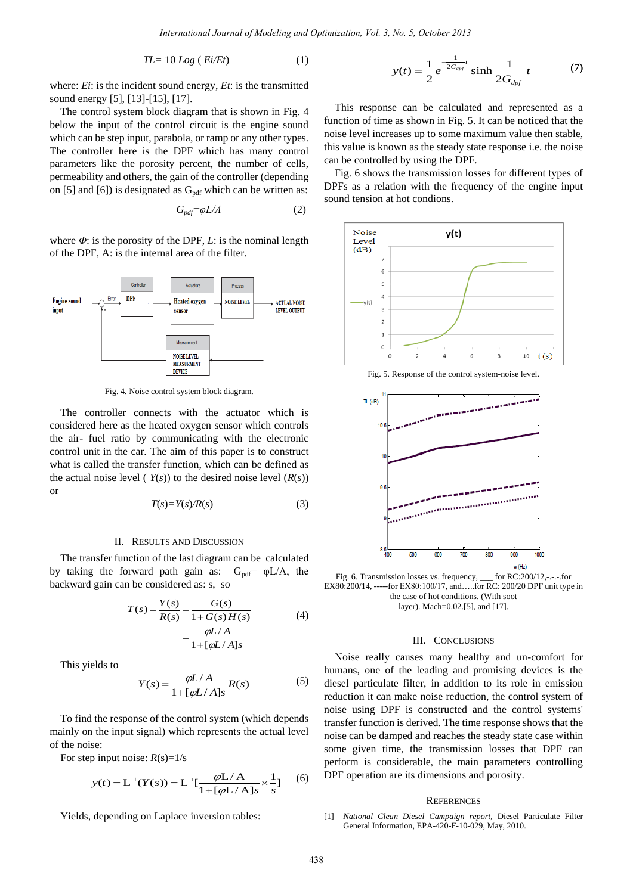$$TL = 10\ Log\ (Ei/Et) \quad (1)$$

where: *Ei*: is the incident sound energy, *Et*: is the transmitted sound energy [5], [13]-[15], [17].

The control system block diagram that is shown in Fig. 4 below the input of the control circuit is the engine sound which can be step input, parabola, or ramp or any other types. The controller here is the DPF which has many control parameters like the porosity percent, the number of cells, permeability and others, the gain of the controller (depending on [5] and [6]) is designated as $G_{pdf}$ which can be written as:

$$G_{pdf} = \varphi L/A \quad (2)$$

where $\Phi$: is the porosity of the DPF, $L$: is the nominal length of the DPF, A: is the internal area of the filter.

Fig. 4. Noise control system block diagram.

The controller connects with the actuator which is considered here as the heated oxygen sensor which controls the air- fuel ratio by communicating with the electronic control unit in the car. The aim of this paper is to construct what is called the transfer function, which can be defined as the actual noise level ( $Y(s)$) to the desired noise level ($R(s)$) or

$$T(s) = Y(s)/R(s) \quad (3)$$

## II. Results and Discussion

The transfer function of the last diagram can be calculated by taking the forward path gain as: $G_{pdf} = \varphi L/A$, the backward gain can be considered as: s, so

$$T(s) = \frac{Y(s)}{R(s)} = \frac{G(s)}{1 + G(s)H(s)} = \frac{\varphi L/A}{1 + [\varphi L/A]s} \quad (4)$$

This yields to

$$Y(s) = \frac{\varphi L/A}{1 + [\varphi L/A]s} R(s) \quad (5)$$

To find the response of the control system (which depends mainly on the input signal) which represents the actual level of the noise:

For step input noise: $R(s)=1/s$

$$y(t) = L^{-1}(Y(s)) = L^{-1}\left[\frac{\varphi L/A}{1 + [\varphi L/A]s} \times \frac{1}{s}\right] \quad (6)$$

Yields, depending on Laplace inversion tables:

$$y(t) = \frac{1}{2} e^{-\frac{1}{2G_{dpf}}t} \sinh \frac{1}{2G_{dpf}} t \quad (7)$$

This response can be calculated and represented as a function of time as shown in Fig. 5. It can be noticed that the noise level increases up to some maximum value then stable, this value is known as the steady state response i.e. the noise can be controlled by using the DPF.

Fig. 6 shows the transmission losses for different types of DPFs as a relation with the frequency of the engine input sound tension at hot condions.

Fig. 5. Response of the control system-noise level.

Fig. 6. Transmission losses vs. frequency, ___ for RC:200/12,-.-.-.for EX80:200/14, -----for EX80:100/17, and…..for RC: 200/20 DPF unit type in the case of hot conditions, (With soot layer). Mach=0.02.[5], and [17].

## III. Conclusions

Noise really causes many healthy and un-comfort for humans, one of the leading and promising devices is the diesel particulate filter, in addition to its role in emission reduction it can make noise reduction, the control system of noise using DPF is constructed and the control systems' transfer function is derived. The time response shows that the noise can be damped and reaches the steady state case within some given time, the transmission losses that DPF can perform is considerable, the main parameters controlling DPF operation are its dimensions and porosity.

## References

[1] *National Clean Diesel Campaign report*, Diesel Particulate Filter General Information, EPA-420-F-10-029, May, 2010.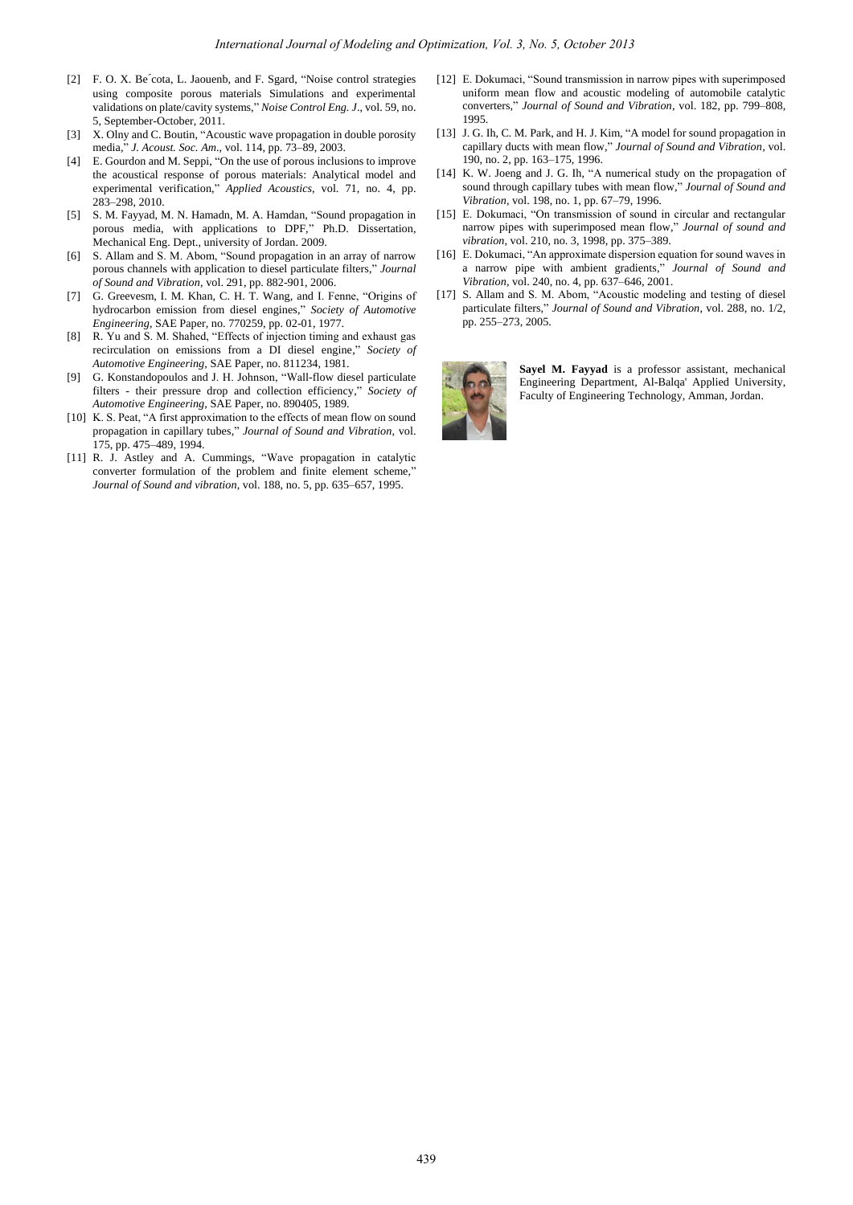[2] F. O. X. Be´cota, L. Jaouenb, and F. Sgard, "Noise control strategies using composite porous materials Simulations and experimental validations on plate/cavity systems," *Noise Control Eng. J*., vol. 59, no. 5, September-October, 2011.

[3] X. Olny and C. Boutin, "Acoustic wave propagation in double porosity media," *J. Acoust. Soc. Am*., vol. 114, pp. 73–89, 2003.

[4] E. Gourdon and M. Seppi, "On the use of porous inclusions to improve the acoustical response of porous materials: Analytical model and experimental verification," *Applied Acoustics*, vol. 71, no. 4, pp. 283–298, 2010.

[5] S. M. Fayyad, M. N. Hamadn, M. A. Hamdan, "Sound propagation in porous media, with applications to DPF," Ph.D. Dissertation, Mechanical Eng. Dept., university of Jordan. 2009.

[6] S. Allam and S. M. Abom, "Sound propagation in an array of narrow porous channels with application to diesel particulate filters," *Journal of Sound and Vibration*, vol. 291, pp. 882-901, 2006.

[7] G. Greevesm, I. M. Khan, C. H. T. Wang, and I. Fenne, "Origins of hydrocarbon emission from diesel engines," *Society of Automotive Engineering*, SAE Paper, no. 770259, pp. 02-01, 1977.

[8] R. Yu and S. M. Shahed, "Effects of injection timing and exhaust gas recirculation on emissions from a DI diesel engine," *Society of Automotive Engineering*, SAE Paper, no. 811234, 1981.

[9] G. Konstandopoulos and J. H. Johnson, "Wall-flow diesel particulate filters - their pressure drop and collection efficiency," *Society of Automotive Engineering*, SAE Paper, no. 890405, 1989.

[10] K. S. Peat, "A first approximation to the effects of mean flow on sound propagation in capillary tubes," *Journal of Sound and Vibration*, vol. 175, pp. 475–489, 1994.

[11] R. J. Astley and A. Cummings, "Wave propagation in catalytic converter formulation of the problem and finite element scheme," *Journal of Sound and vibration*, vol. 188, no. 5, pp. 635–657, 1995.

[12] E. Dokumaci, "Sound transmission in narrow pipes with superimposed uniform mean flow and acoustic modeling of automobile catalytic converters," *Journal of Sound and Vibration*, vol. 182, pp. 799–808, 1995.

[13] J. G. Ih, C. M. Park, and H. J. Kim, "A model for sound propagation in capillary ducts with mean flow," *Journal of Sound and Vibration*, vol. 190, no. 2, pp. 163–175, 1996.

[14] K. W. Joeng and J. G. Ih, "A numerical study on the propagation of sound through capillary tubes with mean flow," *Journal of Sound and Vibration*, vol. 198, no. 1, pp. 67–79, 1996.

[15] E. Dokumaci, "On transmission of sound in circular and rectangular narrow pipes with superimposed mean flow," *Journal of sound and vibration*, vol. 210, no. 3, 1998, pp. 375–389.

[16] E. Dokumaci, "An approximate dispersion equation for sound waves in a narrow pipe with ambient gradients," *Journal of Sound and Vibration*, vol. 240, no. 4, pp. 637–646, 2001.

[17] S. Allam and S. M. Abom, "Acoustic modeling and testing of diesel particulate filters," *Journal of Sound and Vibration*, vol. 288, no. 1/2, pp. 255–273, 2005.

**Sayel M. Fayyad** is a professor assistant, mechanical Engineering Department, Al-Balqa' Applied University, Faculty of Engineering Technology, Amman, Jordan.